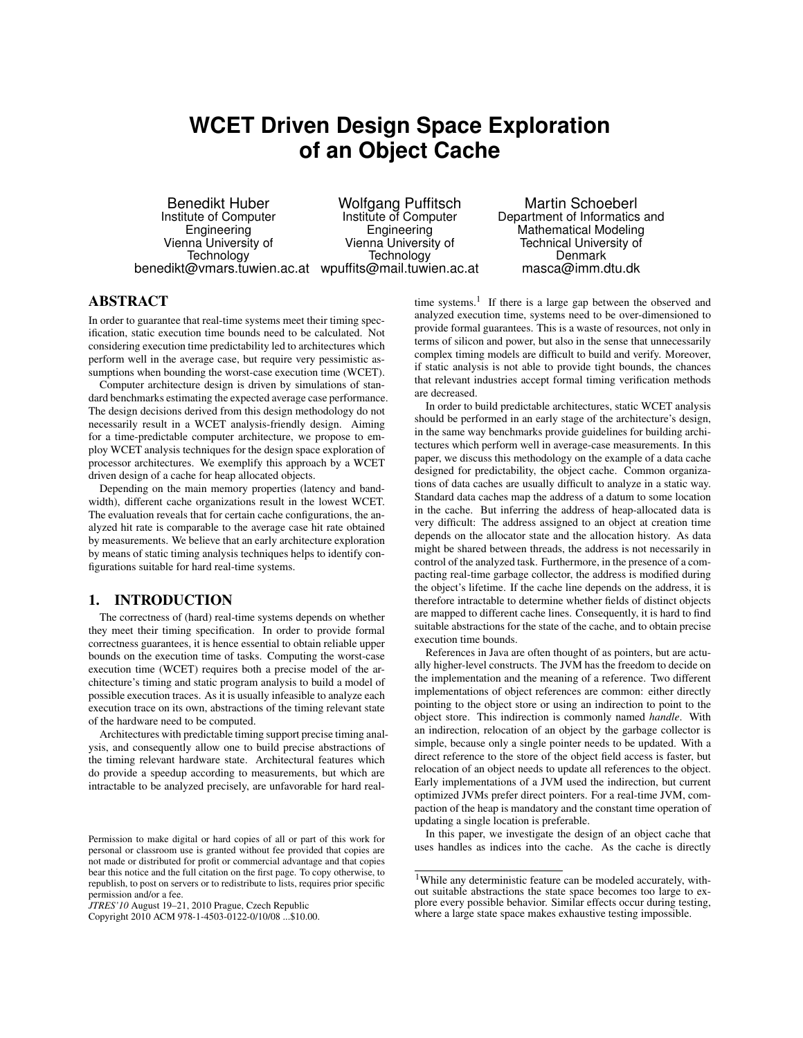# WCET Driven Design Space Exploration of an Object Cache

Benedikt Huber
Institute of Computer Engineering
Vienna University of Technology
benedikt@vmars.tuwien.ac.at

Wolfgang Puffitsch
Institute of Computer Engineering
Vienna University of Technology
wpuffits@mail.tuwien.ac.at

Martin Schoeberl
Department of Informatics and Mathematical Modeling
Technical University of Denmark
masca@imm.dtu.dk

## ABSTRACT

In order to guarantee that real-time systems meet their timing specification, static execution time bounds need to be calculated. Not considering execution time predictability led to architectures which perform well in the average case, but require very pessimistic assumptions when bounding the worst-case execution time (WCET).

Computer architecture design is driven by simulations of standard benchmarks estimating the expected average case performance. The design decisions derived from this design methodology do not necessarily result in a WCET analysis-friendly design. Aiming for a time-predictable computer architecture, we propose to employ WCET analysis techniques for the design space exploration of processor architectures. We exemplify this approach by a WCET driven design of a cache for heap allocated objects.

Depending on the main memory properties (latency and bandwidth), different cache organizations result in the lowest WCET. The evaluation reveals that for certain cache configurations, the analyzed hit rate is comparable to the average case hit rate obtained by measurements. We believe that an early architecture exploration by means of static timing analysis techniques helps to identify configurations suitable for hard real-time systems.

## 1. INTRODUCTION

The correctness of (hard) real-time systems depends on whether they meet their timing specification. In order to provide formal correctness guarantees, it is hence essential to obtain reliable upper bounds on the execution time of tasks. Computing the worst-case execution time (WCET) requires both a precise model of the architecture's timing and static program analysis to build a model of possible execution traces. As it is usually infeasible to analyze each execution trace on its own, abstractions of the timing relevant state of the hardware need to be computed.

Architectures with predictable timing support precise timing analysis, and consequently allow one to build precise abstractions of the timing relevant hardware state. Architectural features which do provide a speedup according to measurements, but which are intractable to be analyzed precisely, are unfavorable for hard real-time systems.[1] If there is a large gap between the observed and analyzed execution time, systems need to be over-dimensioned to provide formal guarantees. This is a waste of resources, not only in terms of silicon and power, but also in the sense that unnecessarily complex timing models are difficult to build and verify. Moreover, if static analysis is not able to provide tight bounds, the chances that relevant industries accept formal timing verification methods are decreased.

In order to build predictable architectures, static WCET analysis should be performed in an early stage of the architecture's design, in the same way benchmarks provide guidelines for building architectures which perform well in average-case measurements. In this paper, we discuss this methodology on the example of a data cache designed for predictability, the object cache. Common organizations of data caches are usually difficult to analyze in a static way. Standard data caches map the address of a datum to some location in the cache. But inferring the address of heap-allocated data is very difficult: The address assigned to an object at creation time depends on the allocator state and the allocation history. As data might be shared between threads, the address is not necessarily in control of the analyzed task. Furthermore, in the presence of a compacting real-time garbage collector, the address is modified during the object's lifetime. If the cache line depends on the address, it is therefore intractable to determine whether fields of distinct objects are mapped to different cache lines. Consequently, it is hard to find suitable abstractions for the state of the cache, and to obtain precise execution time bounds.

References in Java are often thought of as pointers, but are actually higher-level constructs. The JVM has the freedom to decide on the implementation and the meaning of a reference. Two different implementations of object references are common: either directly pointing to the object store or using an indirection to point to the object store. This indirection is commonly named *handle*. With an indirection, relocation of an object by the garbage collector is simple, because only a single pointer needs to be updated. With a direct reference to the store of the object field access is faster, but relocation of an object needs to update all references to the object. Early implementations of a JVM used the indirection, but current optimized JVMs prefer direct pointers. For a real-time JVM, compaction of the heap is mandatory and the constant time operation of updating a single location is preferable.

In this paper, we investigate the design of an object cache that uses handles as indices into the cache. As the cache is directly

[1] While any deterministic feature can be modeled accurately, without suitable abstractions the state space becomes too large to explore every possible behavior. Similar effects occur during testing, where a large state space makes exhaustive testing impossible.

Permission to make digital or hard copies of all or part of this work for personal or classroom use is granted without fee provided that copies are not made or distributed for profit or commercial advantage and that copies bear this notice and the full citation on the first page. To copy otherwise, to republish, to post on servers or to redistribute to lists, requires prior specific permission and/or a fee.
*JTRES'10* August 19–21, 2010 Prague, Czech Republic
Copyright 2010 ACM 978-1-4503-0122-0/10/08 ...$10.00.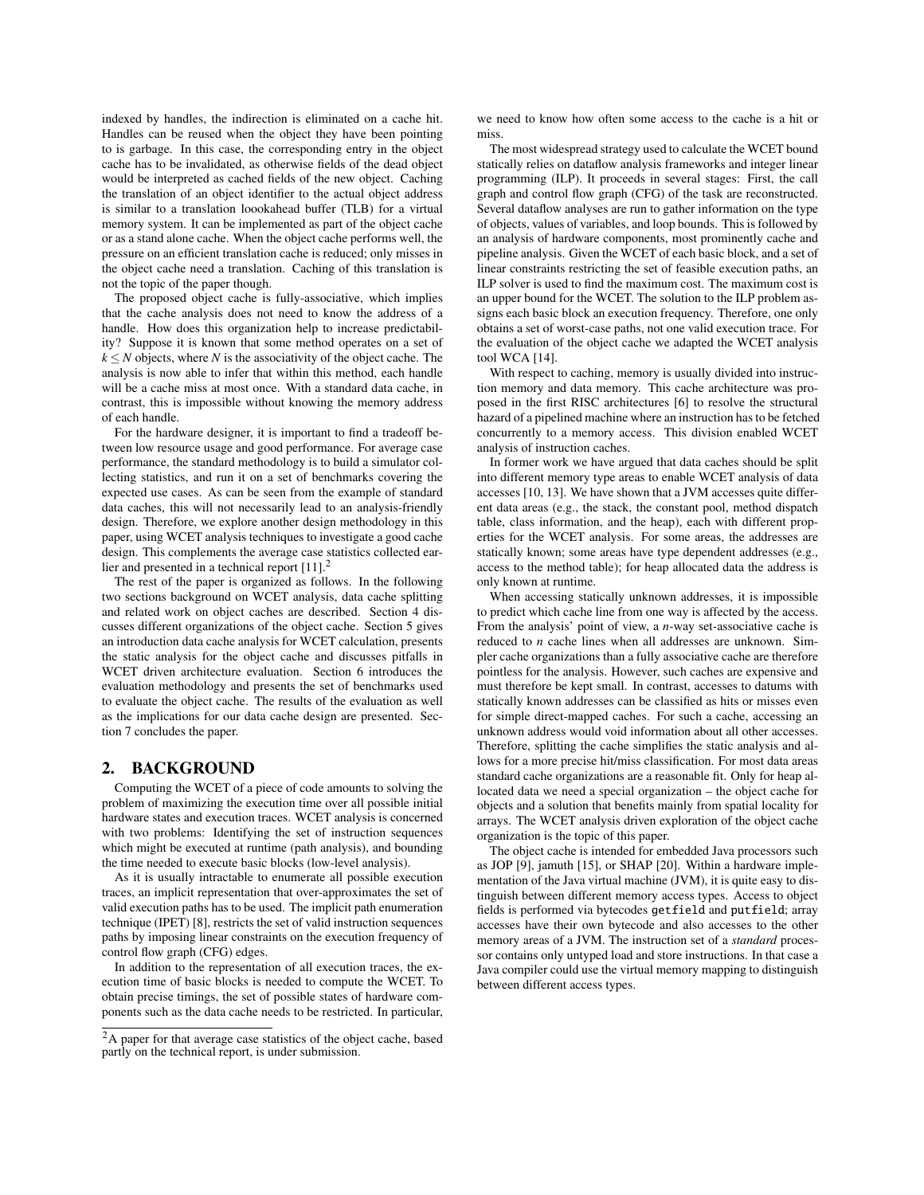indexed by handles, the indirection is eliminated on a cache hit. Handles can be reused when the object they have been pointing to is garbage. In this case, the corresponding entry in the object cache has to be invalidated, as otherwise fields of the dead object would be interpreted as cached fields of the new object. Caching the translation of an object identifier to the actual object address is similar to a translation loookahead buffer (TLB) for a virtual memory system. It can be implemented as part of the object cache or as a stand alone cache. When the object cache performs well, the pressure on an efficient translation cache is reduced; only misses in the object cache need a translation. Caching of this translation is not the topic of the paper though.

The proposed object cache is fully-associative, which implies that the cache analysis does not need to know the address of a handle. How does this organization help to increase predictability? Suppose it is known that some method operates on a set of $k \leq N$ objects, where $N$ is the associativity of the object cache. The analysis is now able to infer that within this method, each handle will be a cache miss at most once. With a standard data cache, in contrast, this is impossible without knowing the memory address of each handle.

For the hardware designer, it is important to find a tradeoff between low resource usage and good performance. For average case performance, the standard methodology is to build a simulator collecting statistics, and run it on a set of benchmarks covering the expected use cases. As can be seen from the example of standard data caches, this will not necessarily lead to an analysis-friendly design. Therefore, we explore another design methodology in this paper, using WCET analysis techniques to investigate a good cache design. This complements the average case statistics collected earlier and presented in a technical report [11].[2]

The rest of the paper is organized as follows. In the following two sections background on WCET analysis, data cache splitting and related work on object caches are described. Section 4 discusses different organizations of the object cache. Section 5 gives an introduction data cache analysis for WCET calculation, presents the static analysis for the object cache and discusses pitfalls in WCET driven architecture evaluation. Section 6 introduces the evaluation methodology and presents the set of benchmarks used to evaluate the object cache. The results of the evaluation as well as the implications for our data cache design are presented. Section 7 concludes the paper.

## 2. BACKGROUND

Computing the WCET of a piece of code amounts to solving the problem of maximizing the execution time over all possible initial hardware states and execution traces. WCET analysis is concerned with two problems: Identifying the set of instruction sequences which might be executed at runtime (path analysis), and bounding the time needed to execute basic blocks (low-level analysis).

As it is usually intractable to enumerate all possible execution traces, an implicit representation that over-approximates the set of valid execution paths has to be used. The implicit path enumeration technique (IPET) [8], restricts the set of valid instruction sequences paths by imposing linear constraints on the execution frequency of control flow graph (CFG) edges.

In addition to the representation of all execution traces, the execution time of basic blocks is needed to compute the WCET. To obtain precise timings, the set of possible states of hardware components such as the data cache needs to be restricted. In particular, we need to know how often some access to the cache is a hit or miss.

The most widespread strategy used to calculate the WCET bound statically relies on dataflow analysis frameworks and integer linear programming (ILP). It proceeds in several stages: First, the call graph and control flow graph (CFG) of the task are reconstructed. Several dataflow analyses are run to gather information on the type of objects, values of variables, and loop bounds. This is followed by an analysis of hardware components, most prominently cache and pipeline analysis. Given the WCET of each basic block, and a set of linear constraints restricting the set of feasible execution paths, an ILP solver is used to find the maximum cost. The maximum cost is an upper bound for the WCET. The solution to the ILP problem assigns each basic block an execution frequency. Therefore, one only obtains a set of worst-case paths, not one valid execution trace. For the evaluation of the object cache we adapted the WCET analysis tool WCA [14].

With respect to caching, memory is usually divided into instruction memory and data memory. This cache architecture was proposed in the first RISC architectures [6] to resolve the structural hazard of a pipelined machine where an instruction has to be fetched concurrently to a memory access. This division enabled WCET analysis of instruction caches.

In former work we have argued that data caches should be split into different memory type areas to enable WCET analysis of data accesses [10, 13]. We have shown that a JVM accesses quite different data areas (e.g., the stack, the constant pool, method dispatch table, class information, and the heap), each with different properties for the WCET analysis. For some areas, the addresses are statically known; some areas have type dependent addresses (e.g., access to the method table); for heap allocated data the address is only known at runtime.

When accessing statically unknown addresses, it is impossible to predict which cache line from one way is affected by the access. From the analysis' point of view, a $n$-way set-associative cache is reduced to $n$ cache lines when all addresses are unknown. Simpler cache organizations than a fully associative cache are therefore pointless for the analysis. However, such caches are expensive and must therefore be kept small. In contrast, accesses to datums with statically known addresses can be classified as hits or misses even for simple direct-mapped caches. For such a cache, accessing an unknown address would void information about all other accesses. Therefore, splitting the cache simplifies the static analysis and allows for a more precise hit/miss classification. For most data areas standard cache organizations are a reasonable fit. Only for heap allocated data we need a special organization – the object cache for objects and a solution that benefits mainly from spatial locality for arrays. The WCET analysis driven exploration of the object cache organization is the topic of this paper.

The object cache is intended for embedded Java processors such as JOP [9], jamuth [15], or SHAP [20]. Within a hardware implementation of the Java virtual machine (JVM), it is quite easy to distinguish between different memory access types. Access to object fields is performed via bytecodes `getfield` and `putfield`; array accesses have their own bytecode and also accesses to the other memory areas of a JVM. The instruction set of a *standard* processor contains only untyped load and store instructions. In that case a Java compiler could use the virtual memory mapping to distinguish between different access types.

[2] A paper for that average case statistics of the object cache, based partly on the technical report, is under submission.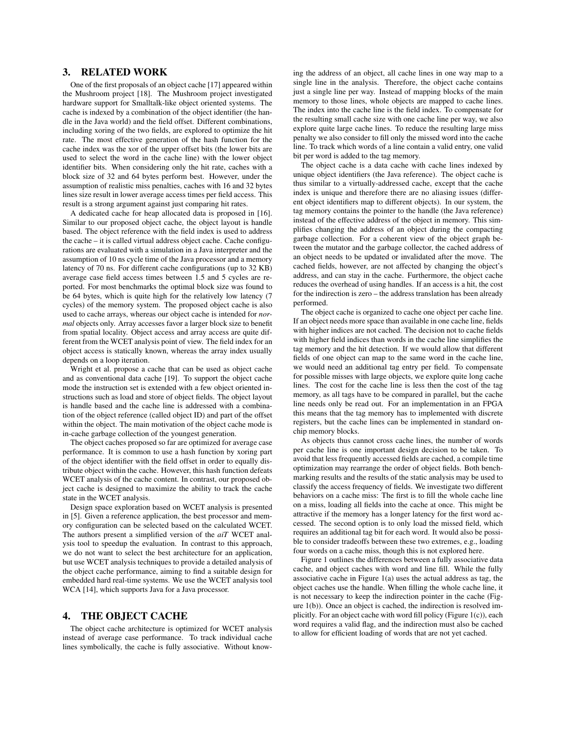## 3. RELATED WORK

One of the first proposals of an object cache [17] appeared within the Mushroom project [18]. The Mushroom project investigated hardware support for Smalltalk-like object oriented systems. The cache is indexed by a combination of the object identifier (the handle in the Java world) and the field offset. Different combinations, including xoring of the two fields, are explored to optimize the hit rate. The most effective generation of the hash function for the cache index was the xor of the upper offset bits (the lower bits are used to select the word in the cache line) with the lower object identifier bits. When considering only the hit rate, caches with a block size of 32 and 64 bytes perform best. However, under the assumption of realistic miss penalties, caches with 16 and 32 bytes lines size result in lower average access times per field access. This result is a strong argument against just comparing hit rates.

A dedicated cache for heap allocated data is proposed in [16]. Similar to our proposed object cache, the object layout is handle based. The object reference with the field index is used to address the cache – it is called virtual address object cache. Cache configurations are evaluated with a simulation in a Java interpreter and the assumption of 10 ns cycle time of the Java processor and a memory latency of 70 ns. For different cache configurations (up to 32 KB) average case field access times between 1.5 and 5 cycles are reported. For most benchmarks the optimal block size was found to be 64 bytes, which is quite high for the relatively low latency (7 cycles) of the memory system. The proposed object cache is also used to cache arrays, whereas our object cache is intended for *normal* objects only. Array accesses favor a larger block size to benefit from spatial locality. Object access and array access are quite different from the WCET analysis point of view. The field index for an object access is statically known, whereas the array index usually depends on a loop iteration.

Wright et al. propose a cache that can be used as object cache and as conventional data cache [19]. To support the object cache mode the instruction set is extended with a few object oriented instructions such as load and store of object fields. The object layout is handle based and the cache line is addressed with a combination of the object reference (called object ID) and part of the offset within the object. The main motivation of the object cache mode is in-cache garbage collection of the youngest generation.

The object caches proposed so far are optimized for average case performance. It is common to use a hash function by xoring part of the object identifier with the field offset in order to equally distribute object within the cache. However, this hash function defeats WCET analysis of the cache content. In contrast, our proposed object cache is designed to maximize the ability to track the cache state in the WCET analysis.

Design space exploration based on WCET analysis is presented in [5]. Given a reference application, the best processor and memory configuration can be selected based on the calculated WCET. The authors present a simplified version of the *aiT* WCET analysis tool to speedup the evaluation. In contrast to this approach, we do not want to select the best architecture for an application, but use WCET analysis techniques to provide a detailed analysis of the object cache performance, aiming to find a suitable design for embedded hard real-time systems. We use the WCET analysis tool WCA [14], which supports Java for a Java processor.

## 4. THE OBJECT CACHE

The object cache architecture is optimized for WCET analysis instead of average case performance. To track individual cache lines symbolically, the cache is fully associative. Without knowing the address of an object, all cache lines in one way map to a single line in the analysis. Therefore, the object cache contains just a single line per way. Instead of mapping blocks of the main memory to those lines, whole objects are mapped to cache lines. The index into the cache line is the field index. To compensate for the resulting small cache size with one cache line per way, we also explore quite large cache lines. To reduce the resulting large miss penalty we also consider to fill only the missed word into the cache line. To track which words of a line contain a valid entry, one valid bit per word is added to the tag memory.

The object cache is a data cache with cache lines indexed by unique object identifiers (the Java reference). The object cache is thus similar to a virtually-addressed cache, except that the cache index is unique and therefore there are no aliasing issues (different object identifiers map to different objects). In our system, the tag memory contains the pointer to the handle (the Java reference) instead of the effective address of the object in memory. This simplifies changing the address of an object during the compacting garbage collection. For a coherent view of the object graph between the mutator and the garbage collector, the cached address of an object needs to be updated or invalidated after the move. The cached fields, however, are not affected by changing the object's address, and can stay in the cache. Furthermore, the object cache reduces the overhead of using handles. If an access is a hit, the cost for the indirection is zero – the address translation has been already performed.

The object cache is organized to cache one object per cache line. If an object needs more space than available in one cache line, fields with higher indices are not cached. The decision not to cache fields with higher field indices than words in the cache line simplifies the tag memory and the hit detection. If we would allow that different fields of one object can map to the same word in the cache line, we would need an additional tag entry per field. To compensate for possible misses with large objects, we explore quite long cache lines. The cost for the cache line is less then the cost of the tag memory, as all tags have to be compared in parallel, but the cache line needs only be read out. For an implementation in an FPGA this means that the tag memory has to implemented with discrete registers, but the cache lines can be implemented in standard on-chip memory blocks.

As objects thus cannot cross cache lines, the number of words per cache line is one important design decision to be taken. To avoid that less frequently accessed fields are cached, a compile time optimization may rearrange the order of object fields. Both benchmarking results and the results of the static analysis may be used to classify the access frequency of fields. We investigate two different behaviors on a cache miss: The first is to fill the whole cache line on a miss, loading all fields into the cache at once. This might be attractive if the memory has a longer latency for the first word accessed. The second option is to only load the missed field, which requires an additional tag bit for each word. It would also be possible to consider tradeoffs between these two extremes, e.g., loading four words on a cache miss, though this is not explored here.

Figure 1 outlines the differences between a fully associative data cache, and object caches with word and line fill. While the fully associative cache in Figure 1(a) uses the actual address as tag, the object caches use the handle. When filling the whole cache line, it is not necessary to keep the indirection pointer in the cache (Figure 1(b)). Once an object is cached, the indirection is resolved implicitly. For an object cache with word fill policy (Figure 1(c)), each word requires a valid flag, and the indirection must also be cached to allow for efficient loading of words that are not yet cached.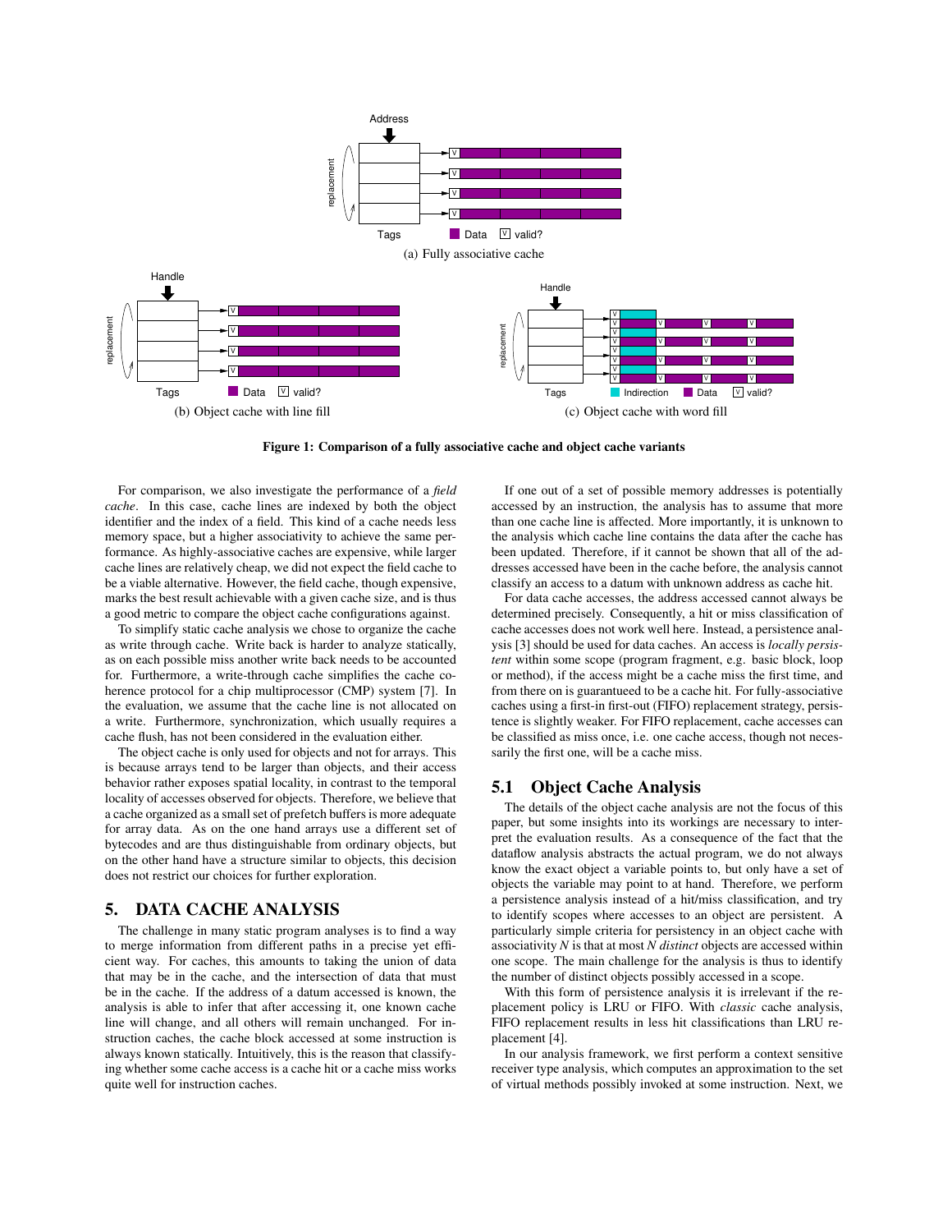Figure 1: Comparison of a fully associative cache and object cache variants

(a) Fully associative cache

(b) Object cache with line fill

(c) Object cache with word fill

For comparison, we also investigate the performance of a *field cache*. In this case, cache lines are indexed by both the object identifier and the index of a field. This kind of a cache needs less memory space, but a higher associativity to achieve the same performance. As highly-associative caches are expensive, while larger cache lines are relatively cheap, we did not expect the field cache to be a viable alternative. However, the field cache, though expensive, marks the best result achievable with a given cache size, and is thus a good metric to compare the object cache configurations against.

To simplify static cache analysis we chose to organize the cache as write through cache. Write back is harder to analyze statically, as on each possible miss another write back needs to be accounted for. Furthermore, a write-through cache simplifies the cache coherence protocol for a chip multiprocessor (CMP) system [7]. In the evaluation, we assume that the cache line is not allocated on a write. Furthermore, synchronization, which usually requires a cache flush, has not been considered in the evaluation either.

The object cache is only used for objects and not for arrays. This is because arrays tend to be larger than objects, and their access behavior rather exposes spatial locality, in contrast to the temporal locality of accesses observed for objects. Therefore, we believe that a cache organized as a small set of prefetch buffers is more adequate for array data. As on the one hand arrays use a different set of bytecodes and are thus distinguishable from ordinary objects, but on the other hand have a structure similar to objects, this decision does not restrict our choices for further exploration.

## 5. DATA CACHE ANALYSIS

The challenge in many static program analyses is to find a way to merge information from different paths in a precise yet efficient way. For caches, this amounts to taking the union of data that may be in the cache, and the intersection of data that must be in the cache. If the address of a datum accessed is known, the analysis is able to infer that after accessing it, one known cache line will change, and all others will remain unchanged. For instruction caches, the cache block accessed at some instruction is always known statically. Intuitively, this is the reason that classifying whether some cache access is a cache hit or a cache miss works quite well for instruction caches.

If one out of a set of possible memory addresses is potentially accessed by an instruction, the analysis has to assume that more than one cache line is affected. More importantly, it is unknown to the analysis which cache line contains the data after the cache has been updated. Therefore, if it cannot be shown that all of the addresses accessed have been in the cache before, the analysis cannot classify an access to a datum with unknown address as cache hit.

For data cache accesses, the address accessed cannot always be determined precisely. Consequently, a hit or miss classification of cache accesses does not work well here. Instead, a persistence analysis [3] should be used for data caches. An access is *locally persistent* within some scope (program fragment, e.g. basic block, loop or method), if the access might be a cache miss the first time, and from there on is guaranteed to be a cache hit. For fully-associative caches using a first-in first-out (FIFO) replacement strategy, persistence is slightly weaker. For FIFO replacement, cache accesses can be classified as miss once, i.e. one cache access, though not necessarily the first one, will be a cache miss.

### 5.1 Object Cache Analysis

The details of the object cache analysis are not the focus of this paper, but some insights into its workings are necessary to interpret the evaluation results. As a consequence of the fact that the dataflow analysis abstracts the actual program, we do not always know the exact object a variable points to, but only have a set of objects the variable may point to at hand. Therefore, we perform a persistence analysis instead of a hit/miss classification, and try to identify scopes where accesses to an object are persistent. A particularly simple criteria for persistency in an object cache with associativity $N$ is that at most $N$ *distinct* objects are accessed within one scope. The main challenge for the analysis is thus to identify the number of distinct objects possibly accessed in a scope.

With this form of persistence analysis it is irrelevant if the replacement policy is LRU or FIFO. With *classic* cache analysis, FIFO replacement results in less hit classifications than LRU replacement [4].

In our analysis framework, we first perform a context sensitive receiver type analysis, which computes an approximation to the set of virtual methods possibly invoked at some instruction. Next, we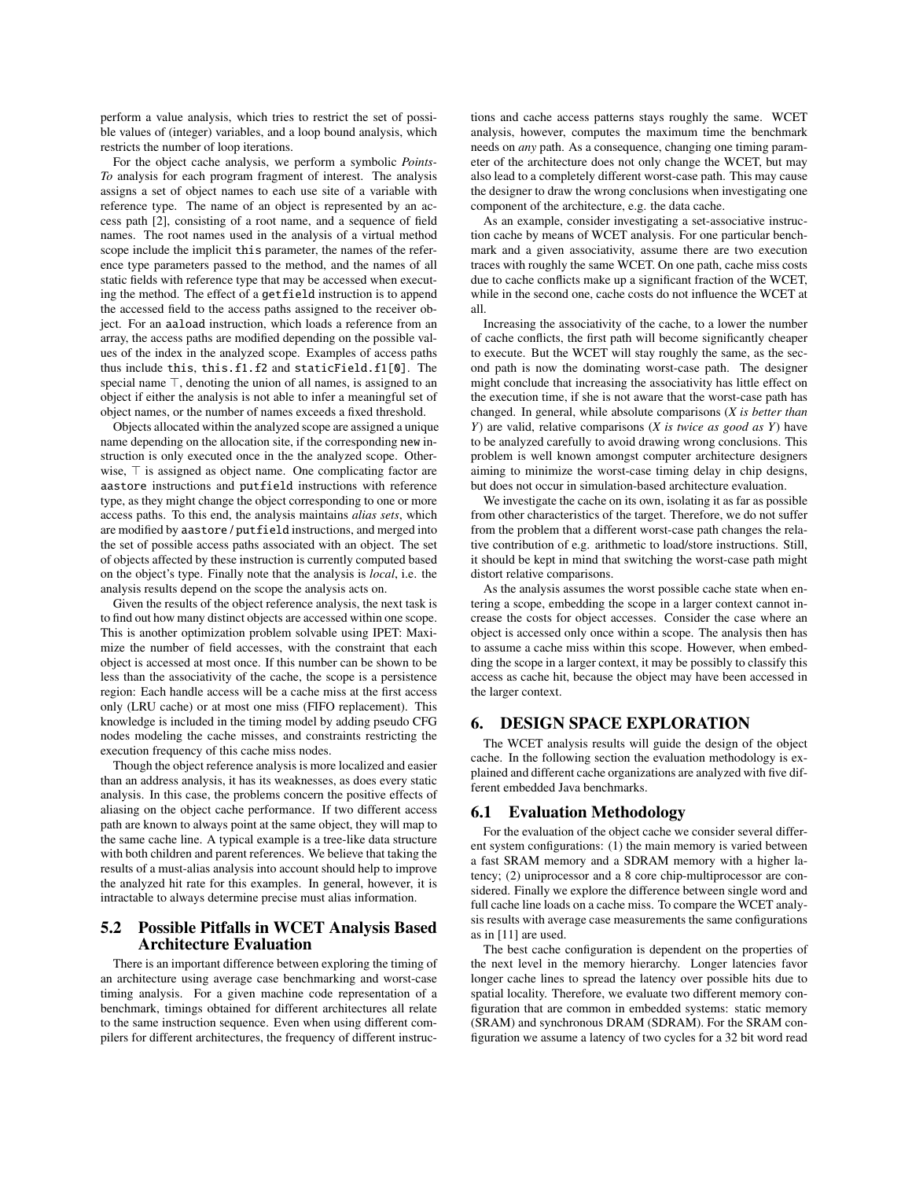perform a value analysis, which tries to restrict the set of possible values of (integer) variables, and a loop bound analysis, which restricts the number of loop iterations.

For the object cache analysis, we perform a symbolic *Points-To* analysis for each program fragment of interest. The analysis assigns a set of object names to each use site of a variable with reference type. The name of an object is represented by an access path [2], consisting of a root name, and a sequence of field names. The root names used in the analysis of a virtual method scope include the implicit `this` parameter, the names of the reference type parameters passed to the method, and the names of all static fields with reference type that may be accessed when executing the method. The effect of a `getfield` instruction is to append the accessed field to the access paths assigned to the receiver object. For an `aaload` instruction, which loads a reference from an array, the access paths are modified depending on the possible values of the index in the analyzed scope. Examples of access paths thus include `this`, `this.f1.f2` and `staticField.f1[0]`. The special name $\top$, denoting the union of all names, is assigned to an object if either the analysis is not able to infer a meaningful set of object names, or the number of names exceeds a fixed threshold.

Objects allocated within the analyzed scope are assigned a unique name depending on the allocation site, if the corresponding `new` instruction is only executed once in the the analyzed scope. Otherwise, $\top$ is assigned as object name. One complicating factor are `aastore` instructions and `putfield` instructions with reference type, as they might change the object corresponding to one or more access paths. To this end, the analysis maintains *alias sets*, which are modified by `aastore` / `putfield` instructions, and merged into the set of possible access paths associated with an object. The set of objects affected by these instruction is currently computed based on the object's type. Finally note that the analysis is *local*, i.e. the analysis results depend on the scope the analysis acts on.

Given the results of the object reference analysis, the next task is to find out how many distinct objects are accessed within one scope. This is another optimization problem solvable using IPET: Maximize the number of field accesses, with the constraint that each object is accessed at most once. If this number can be shown to be less than the associativity of the cache, the scope is a persistence region: Each handle access will be a cache miss at the first access only (LRU cache) or at most one miss (FIFO replacement). This knowledge is included in the timing model by adding pseudo CFG nodes modeling the cache misses, and constraints restricting the execution frequency of this cache miss nodes.

Though the object reference analysis is more localized and easier than an address analysis, it has its weaknesses, as does every static analysis. In this case, the problems concern the positive effects of aliasing on the object cache performance. If two different access path are known to always point at the same object, they will map to the same cache line. A typical example is a tree-like data structure with both children and parent references. We believe that taking the results of a must-alias analysis into account should help to improve the analyzed hit rate for this examples. In general, however, it is intractable to always determine precise must alias information.

## 5.2 Possible Pitfalls in WCET Analysis Based Architecture Evaluation

There is an important difference between exploring the timing of an architecture using average case benchmarking and worst-case timing analysis. For a given machine code representation of a benchmark, timings obtained for different architectures all relate to the same instruction sequence. Even when using different compilers for different architectures, the frequency of different instructions and cache access patterns stays roughly the same. WCET analysis, however, computes the maximum time the benchmark needs on *any* path. As a consequence, changing one timing parameter of the architecture does not only change the WCET, but may also lead to a completely different worst-case path. This may cause the designer to draw the wrong conclusions when investigating one component of the architecture, e.g. the data cache.

As an example, consider investigating a set-associative instruction cache by means of WCET analysis. For one particular benchmark and a given associativity, assume there are two execution traces with roughly the same WCET. On one path, cache miss costs due to cache conflicts make up a significant fraction of the WCET, while in the second one, cache costs do not influence the WCET at all.

Increasing the associativity of the cache, to a lower the number of cache conflicts, the first path will become significantly cheaper to execute. But the WCET will stay roughly the same, as the second path is now the dominating worst-case path. The designer might conclude that increasing the associativity has little effect on the execution time, if she is not aware that the worst-case path has changed. In general, while absolute comparisons (*X is better than Y*) are valid, relative comparisons (*X is twice as good as Y*) have to be analyzed carefully to avoid drawing wrong conclusions. This problem is well known amongst computer architecture designers aiming to minimize the worst-case timing delay in chip designs, but does not occur in simulation-based architecture evaluation.

We investigate the cache on its own, isolating it as far as possible from other characteristics of the target. Therefore, we do not suffer from the problem that a different worst-case path changes the relative contribution of e.g. arithmetic to load/store instructions. Still, it should be kept in mind that switching the worst-case path might distort relative comparisons.

As the analysis assumes the worst possible cache state when entering a scope, embedding the scope in a larger context cannot increase the costs for object accesses. Consider the case where an object is accessed only once within a scope. The analysis then has to assume a cache miss within this scope. However, when embedding the scope in a larger context, it may be possibly to classify this access as cache hit, because the object may have been accessed in the larger context.

# 6. DESIGN SPACE EXPLORATION

The WCET analysis results will guide the design of the object cache. In the following section the evaluation methodology is explained and different cache organizations are analyzed with five different embedded Java benchmarks.

## 6.1 Evaluation Methodology

For the evaluation of the object cache we consider several different system configurations: (1) the main memory is varied between a fast SRAM memory and a SDRAM memory with a higher latency; (2) uniprocessor and a 8 core chip-multiprocessor are considered. Finally we explore the difference between single word and full cache line loads on a cache miss. To compare the WCET analysis results with average case measurements the same configurations as in [11] are used.

The best cache configuration is dependent on the properties of the next level in the memory hierarchy. Longer latencies favor longer cache lines to spread the latency over possible hits due to spatial locality. Therefore, we evaluate two different memory configuration that are common in embedded systems: static memory (SRAM) and synchronous DRAM (SDRAM). For the SRAM configuration we assume a latency of two cycles for a 32 bit word read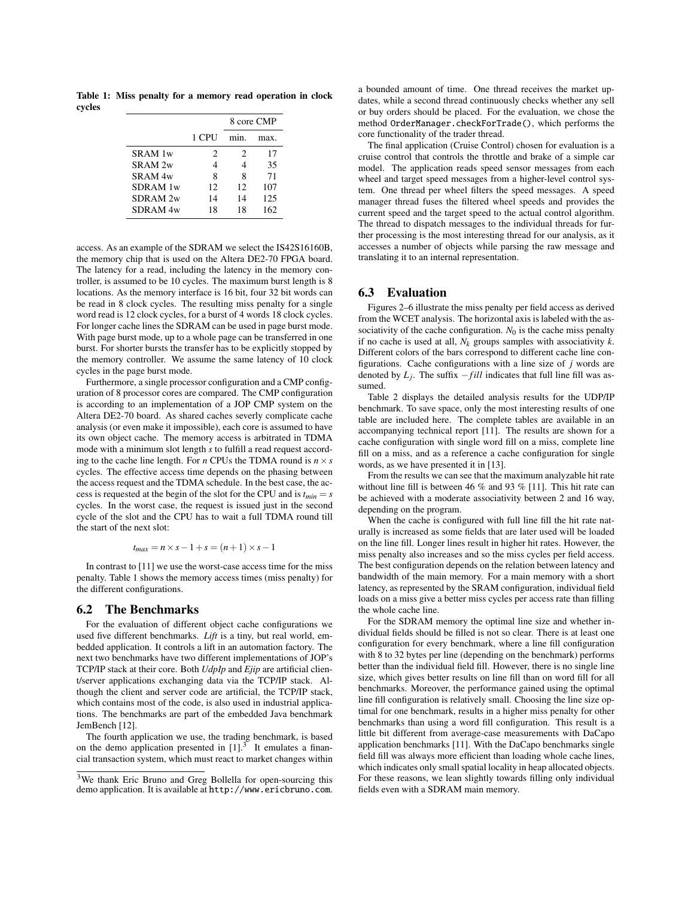**Table 1: Miss penalty for a memory read operation in clock cycles**

| | | 8 core CMP | |
|---|---|---|---|
| | 1 CPU | min. | max. |
| SRAM 1w | 2 | 2 | 17 |
| SRAM 2w | 4 | 4 | 35 |
| SRAM 4w | 8 | 8 | 71 |
| SDRAM 1w | 12 | 12 | 107 |
| SDRAM 2w | 14 | 14 | 125 |
| SDRAM 4w | 18 | 18 | 162 |

access. As an example of the SDRAM we select the IS42S16160B, the memory chip that is used on the Altera DE2-70 FPGA board. The latency for a read, including the latency in the memory controller, is assumed to be 10 cycles. The maximum burst length is 8 locations. As the memory interface is 16 bit, four 32 bit words can be read in 8 clock cycles. The resulting miss penalty for a single word read is 12 clock cycles, for a burst of 4 words 18 clock cycles. For longer cache lines the SDRAM can be used in page burst mode. With page burst mode, up to a whole page can be transferred in one burst. For shorter bursts the transfer has to be explicitly stopped by the memory controller. We assume the same latency of 10 clock cycles in the page burst mode.

Furthermore, a single processor configuration and a CMP configuration of 8 processor cores are compared. The CMP configuration is according to an implementation of a JOP CMP system on the Altera DE2-70 board. As shared caches severly complicate cache analysis (or even make it impossible), each core is assumed to have its own object cache. The memory access is arbitrated in TDMA mode with a minimum slot length $s$ to fulfill a read request according to the cache line length. For $n$ CPUs the TDMA round is $n \times s$ cycles. The effective access time depends on the phasing between the access request and the TDMA schedule. In the best case, the access is requested at the begin of the slot for the CPU and is $t_{min} = s$ cycles. In the worst case, the request is issued just in the second cycle of the slot and the CPU has to wait a full TDMA round till the start of the next slot:

$$t_{max} = n \times s - 1 + s = (n+1) \times s - 1$$

In contrast to [11] we use the worst-case access time for the miss penalty. Table 1 shows the memory access times (miss penalty) for the different configurations.

## 6.2 The Benchmarks

For the evaluation of different object cache configurations we used five different benchmarks. *Lift* is a tiny, but real world, embedded application. It controls a lift in an automation factory. The next two benchmarks have two different implementations of JOP's TCP/IP stack at their core. Both *UdpIp* and *Ejip* are artificial client/server applications exchanging data via the TCP/IP stack. Although the client and server code are artificial, the TCP/IP stack, which contains most of the code, is also used in industrial applications. The benchmarks are part of the embedded Java benchmark JemBench [12].

The fourth application we use, the trading benchmark, is based on the demo application presented in [1].[3] It emulates a financial transaction system, which must react to market changes within a bounded amount of time. One thread receives the market updates, while a second thread continuously checks whether any sell or buy orders should be placed. For the evaluation, we chose the method `OrderManager.checkForTrade()`, which performs the core functionality of the trader thread.

The final application (Cruise Control) chosen for evaluation is a cruise control that controls the throttle and brake of a simple car model. The application reads speed sensor messages from each wheel and target speed messages from a higher-level control system. One thread per wheel filters the speed messages. A speed manager thread fuses the filtered wheel speeds and provides the current speed and the target speed to the actual control algorithm. The thread to dispatch messages to the individual threads for further processing is the most interesting thread for our analysis, as it accesses a number of objects while parsing the raw message and translating it to an internal representation.

[3] We thank Eric Bruno and Greg Bollella for open-sourcing this demo application. It is available at http://www.ericbruno.com.

## 6.3 Evaluation

Figures 2–6 illustrate the miss penalty per field access as derived from the WCET analysis. The horizontal axis is labeled with the associativity of the cache configuration. $N_0$ is the cache miss penalty if no cache is used at all, $N_k$ groups samples with associativity $k$. Different colors of the bars correspond to different cache line configurations. Cache configurations with a line size of $j$ words are denoted by $L_j$. The suffix $-fill$ indicates that full line fill was assumed.

Table 2 displays the detailed analysis results for the UDP/IP benchmark. To save space, only the most interesting results of one table are included here. The complete tables are available in an accompanying technical report [11]. The results are shown for a cache configuration with single word fill on a miss, complete line fill on a miss, and as a reference a cache configuration for single words, as we have presented it in [13].

From the results we can see that the maximum analyzable hit rate without line fill is between 46 % and 93 % [11]. This hit rate can be achieved with a moderate associativity between 2 and 16 way, depending on the program.

When the cache is configured with full line fill the hit rate naturally is increased as some fields that are later used will be loaded on the line fill. Longer lines result in higher hit rates. However, the miss penalty also increases and so the miss cycles per field access. The best configuration depends on the relation between latency and bandwidth of the main memory. For a main memory with a short latency, as represented by the SRAM configuration, individual field loads on a miss give a better miss cycles per access rate than filling the whole cache line.

For the SDRAM memory the optimal line size and whether individual fields should be filled is not so clear. There is at least one configuration for every benchmark, where a line fill configuration with 8 to 32 bytes per line (depending on the benchmark) performs better than the individual field fill. However, there is no single line size, which gives better results on line fill than on word fill for all benchmarks. Moreover, the performance gained using the optimal line fill configuration is relatively small. Choosing the line size optimal for one benchmark, results in a higher miss penalty for other benchmarks than using a word fill configuration. This result is a little bit different from average-case measurements with DaCapo application benchmarks [11]. With the DaCapo benchmarks single field fill was always more efficient than loading whole cache lines, which indicates only small spatial locality in heap allocated objects. For these reasons, we lean slightly towards filling only individual fields even with a SDRAM main memory.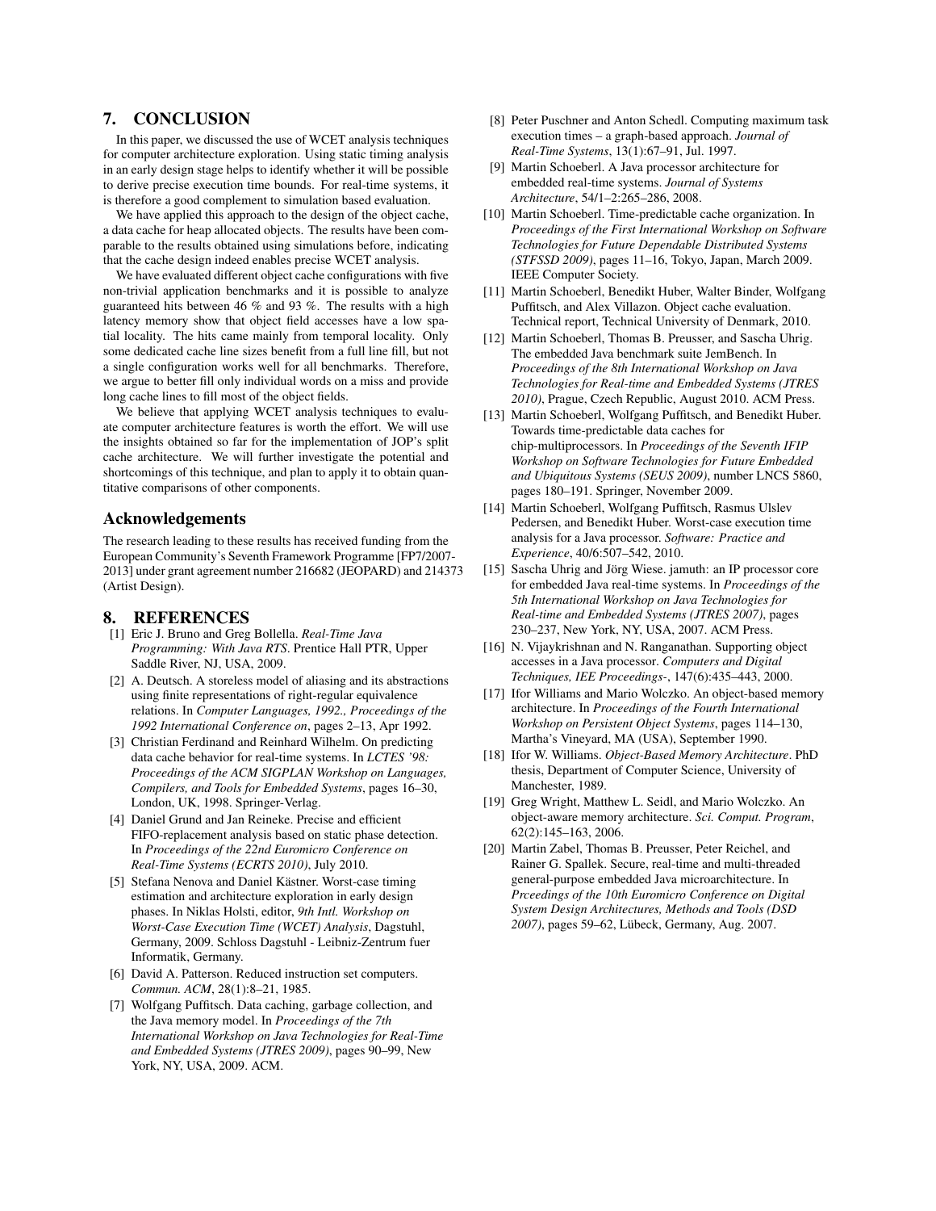## 7. CONCLUSION

In this paper, we discussed the use of WCET analysis techniques for computer architecture exploration. Using static timing analysis in an early design stage helps to identify whether it will be possible to derive precise execution time bounds. For real-time systems, it is therefore a good complement to simulation based evaluation.

We have applied this approach to the design of the object cache, a data cache for heap allocated objects. The results have been comparable to the results obtained using simulations before, indicating that the cache design indeed enables precise WCET analysis.

We have evaluated different object cache configurations with five non-trivial application benchmarks and it is possible to analyze guaranteed hits between 46 % and 93 %. The results with a high latency memory show that object field accesses have a low spatial locality. The hits came mainly from temporal locality. Only some dedicated cache line sizes benefit from a full line fill, but not a single configuration works well for all benchmarks. Therefore, we argue to better fill only individual words on a miss and provide long cache lines to fill most of the object fields.

We believe that applying WCET analysis techniques to evaluate computer architecture features is worth the effort. We will use the insights obtained so far for the implementation of JOP's split cache architecture. We will further investigate the potential and shortcomings of this technique, and plan to apply it to obtain quantitative comparisons of other components.

## Acknowledgements

The research leading to these results has received funding from the European Community's Seventh Framework Programme [FP7/2007-2013] under grant agreement number 216682 (JEOPARD) and 214373 (Artist Design).

## 8. REFERENCES

[1] Eric J. Bruno and Greg Bollella. *Real-Time Java Programming: With Java RTS*. Prentice Hall PTR, Upper Saddle River, NJ, USA, 2009.

[2] A. Deutsch. A storeless model of aliasing and its abstractions using finite representations of right-regular equivalence relations. In *Computer Languages, 1992., Proceedings of the 1992 International Conference on*, pages 2–13, Apr 1992.

[3] Christian Ferdinand and Reinhard Wilhelm. On predicting data cache behavior for real-time systems. In *LCTES '98: Proceedings of the ACM SIGPLAN Workshop on Languages, Compilers, and Tools for Embedded Systems*, pages 16–30, London, UK, 1998. Springer-Verlag.

[4] Daniel Grund and Jan Reineke. Precise and efficient FIFO-replacement analysis based on static phase detection. In *Proceedings of the 22nd Euromicro Conference on Real-Time Systems (ECRTS 2010)*, July 2010.

[5] Stefana Nenova and Daniel Kästner. Worst-case timing estimation and architecture exploration in early design phases. In Niklas Holsti, editor, *9th Intl. Workshop on Worst-Case Execution Time (WCET) Analysis*, Dagstuhl, Germany, 2009. Schloss Dagstuhl - Leibniz-Zentrum fuer Informatik, Germany.

[6] David A. Patterson. Reduced instruction set computers. *Commun. ACM*, 28(1):8–21, 1985.

[7] Wolfgang Puffitsch. Data caching, garbage collection, and the Java memory model. In *Proceedings of the 7th International Workshop on Java Technologies for Real-Time and Embedded Systems (JTRES 2009)*, pages 90–99, New York, NY, USA, 2009. ACM.

[8] Peter Puschner and Anton Schedl. Computing maximum task execution times – a graph-based approach. *Journal of Real-Time Systems*, 13(1):67–91, Jul. 1997.

[9] Martin Schoeberl. A Java processor architecture for embedded real-time systems. *Journal of Systems Architecture*, 54/1–2:265–286, 2008.

[10] Martin Schoeberl. Time-predictable cache organization. In *Proceedings of the First International Workshop on Software Technologies for Future Dependable Distributed Systems (STFSSD 2009)*, pages 11–16, Tokyo, Japan, March 2009. IEEE Computer Society.

[11] Martin Schoeberl, Benedikt Huber, Walter Binder, Wolfgang Puffitsch, and Alex Villazon. Object cache evaluation. Technical report, Technical University of Denmark, 2010.

[12] Martin Schoeberl, Thomas B. Preusser, and Sascha Uhrig. The embedded Java benchmark suite JemBench. In *Proceedings of the 8th International Workshop on Java Technologies for Real-time and Embedded Systems (JTRES 2010)*, Prague, Czech Republic, August 2010. ACM Press.

[13] Martin Schoeberl, Wolfgang Puffitsch, and Benedikt Huber. Towards time-predictable data caches for chip-multiprocessors. In *Proceedings of the Seventh IFIP Workshop on Software Technologies for Future Embedded and Ubiquitous Systems (SEUS 2009)*, number LNCS 5860, pages 180–191. Springer, November 2009.

[14] Martin Schoeberl, Wolfgang Puffitsch, Rasmus Ulslev Pedersen, and Benedikt Huber. Worst-case execution time analysis for a Java processor. *Software: Practice and Experience*, 40/6:507–542, 2010.

[15] Sascha Uhrig and Jörg Wiese. jamuth: an IP processor core for embedded Java real-time systems. In *Proceedings of the 5th International Workshop on Java Technologies for Real-time and Embedded Systems (JTRES 2007)*, pages 230–237, New York, NY, USA, 2007. ACM Press.

[16] N. Vijaykrishnan and N. Ranganathan. Supporting object accesses in a Java processor. *Computers and Digital Techniques, IEE Proceedings-*, 147(6):435–443, 2000.

[17] Ifor Williams and Mario Wolczko. An object-based memory architecture. In *Proceedings of the Fourth International Workshop on Persistent Object Systems*, pages 114–130, Martha's Vineyard, MA (USA), September 1990.

[18] Ifor W. Williams. *Object-Based Memory Architecture*. PhD thesis, Department of Computer Science, University of Manchester, 1989.

[19] Greg Wright, Matthew L. Seidl, and Mario Wolczko. An object-aware memory architecture. *Sci. Comput. Program*, 62(2):145–163, 2006.

[20] Martin Zabel, Thomas B. Preusser, Peter Reichel, and Rainer G. Spallek. Secure, real-time and multi-threaded general-purpose embedded Java microarchitecture. In *Prceedings of the 10th Euromicro Conference on Digital System Design Architectures, Methods and Tools (DSD 2007)*, pages 59–62, Lübeck, Germany, Aug. 2007.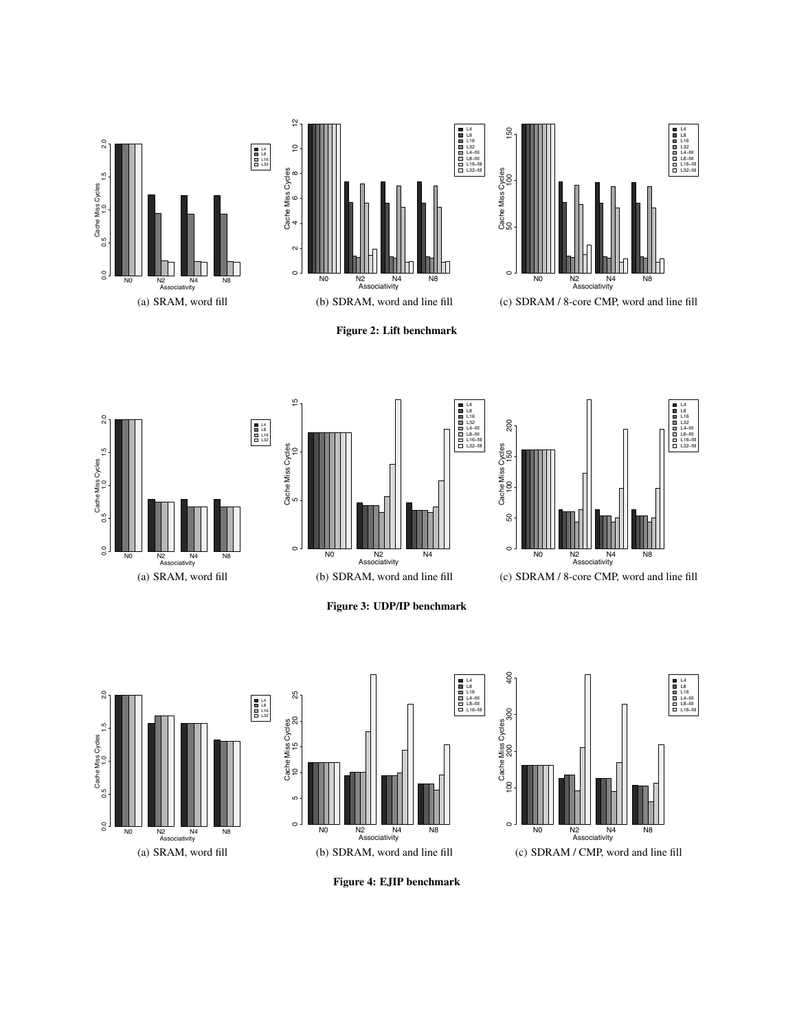(a) SRAM, word fill

(b) SDRAM, word and line fill

(c) SDRAM / 8-core CMP, word and line fill

**Figure 2: Lift benchmark**

(a) SRAM, word fill

(b) SDRAM, word and line fill

(c) SDRAM / 8-core CMP, word and line fill

**Figure 3: UDP/IP benchmark**

(a) SRAM, word fill

(b) SDRAM, word and line fill

(c) SDRAM / CMP, word and line fill

**Figure 4: EJIP benchmark**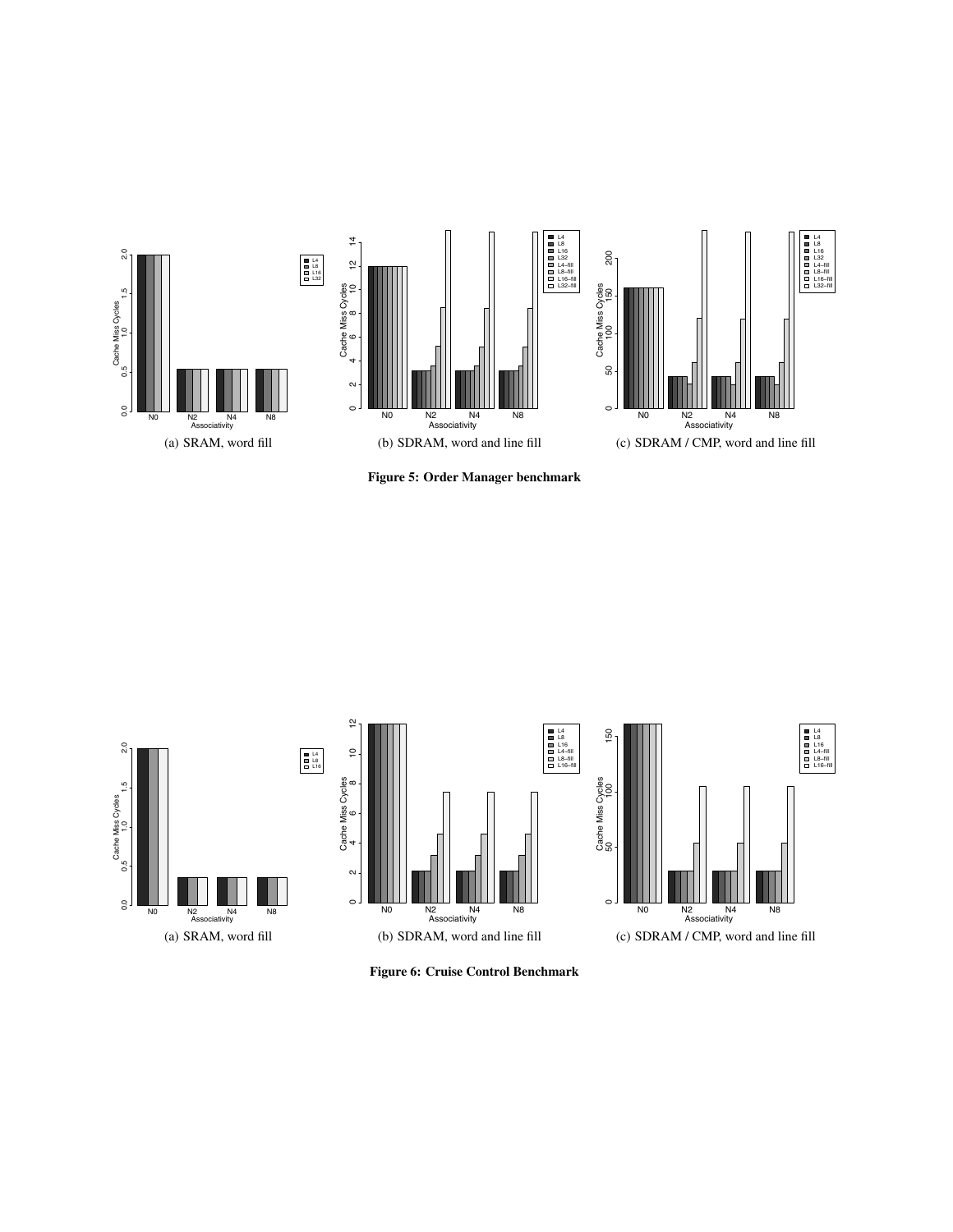(a) SRAM, word fill

(b) SDRAM, word and line fill

(c) SDRAM / CMP, word and line fill

**Figure 5: Order Manager benchmark**

(a) SRAM, word fill

(b) SDRAM, word and line fill

(c) SDRAM / CMP, word and line fill

**Figure 6: Cruise Control Benchmark**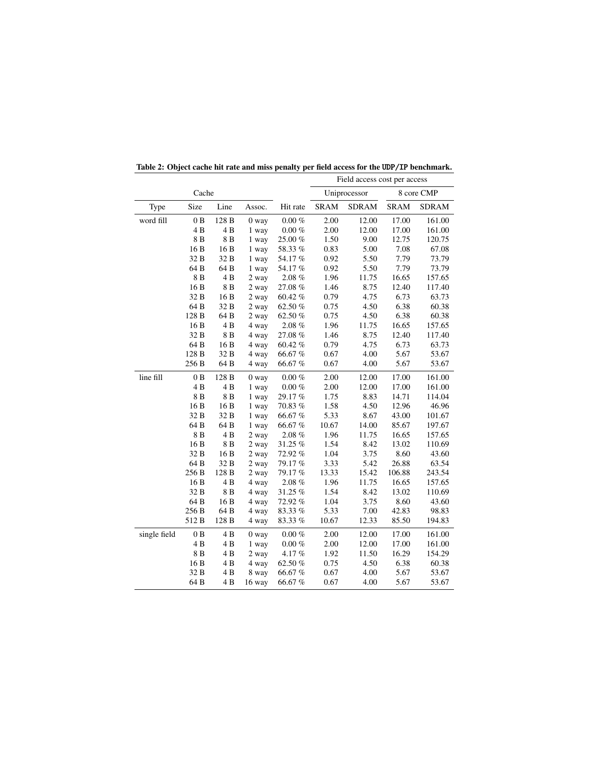**Table 2: Object cache hit rate and miss penalty per field access for the UDP/IP benchmark.**

| | | | | | Field access cost per access | | | |
|---|---|---|---|---|---|---|---|---|
| Cache | | | | | Uniprocessor | | 8 core CMP | |
| Type | Size | Line | Assoc. | Hit rate | SRAM | SDRAM | SRAM | SDRAM |
| word fill | 0 B | 128 B | 0 way | 0.00 % | 2.00 | 12.00 | 17.00 | 161.00 |
| | 4 B | 4 B | 1 way | 0.00 % | 2.00 | 12.00 | 17.00 | 161.00 |
| | 8 B | 8 B | 1 way | 25.00 % | 1.50 | 9.00 | 12.75 | 120.75 |
| | 16 B | 16 B | 1 way | 58.33 % | 0.83 | 5.00 | 7.08 | 67.08 |
| | 32 B | 32 B | 1 way | 54.17 % | 0.92 | 5.50 | 7.79 | 73.79 |
| | 64 B | 64 B | 1 way | 54.17 % | 0.92 | 5.50 | 7.79 | 73.79 |
| | 8 B | 4 B | 2 way | 2.08 % | 1.96 | 11.75 | 16.65 | 157.65 |
| | 16 B | 8 B | 2 way | 27.08 % | 1.46 | 8.75 | 12.40 | 117.40 |
| | 32 B | 16 B | 2 way | 60.42 % | 0.79 | 4.75 | 6.73 | 63.73 |
| | 64 B | 32 B | 2 way | 62.50 % | 0.75 | 4.50 | 6.38 | 60.38 |
| | 128 B | 64 B | 2 way | 62.50 % | 0.75 | 4.50 | 6.38 | 60.38 |
| | 16 B | 4 B | 4 way | 2.08 % | 1.96 | 11.75 | 16.65 | 157.65 |
| | 32 B | 8 B | 4 way | 27.08 % | 1.46 | 8.75 | 12.40 | 117.40 |
| | 64 B | 16 B | 4 way | 60.42 % | 0.79 | 4.75 | 6.73 | 63.73 |
| | 128 B | 32 B | 4 way | 66.67 % | 0.67 | 4.00 | 5.67 | 53.67 |
| | 256 B | 64 B | 4 way | 66.67 % | 0.67 | 4.00 | 5.67 | 53.67 |
| line fill | 0 B | 128 B | 0 way | 0.00 % | 2.00 | 12.00 | 17.00 | 161.00 |
| | 4 B | 4 B | 1 way | 0.00 % | 2.00 | 12.00 | 17.00 | 161.00 |
| | 8 B | 8 B | 1 way | 29.17 % | 1.75 | 8.83 | 14.71 | 114.04 |
| | 16 B | 16 B | 1 way | 70.83 % | 1.58 | 4.50 | 12.96 | 46.96 |
| | 32 B | 32 B | 1 way | 66.67 % | 5.33 | 8.67 | 43.00 | 101.67 |
| | 64 B | 64 B | 1 way | 66.67 % | 10.67 | 14.00 | 85.67 | 197.67 |
| | 8 B | 4 B | 2 way | 2.08 % | 1.96 | 11.75 | 16.65 | 157.65 |
| | 16 B | 8 B | 2 way | 31.25 % | 1.54 | 8.42 | 13.02 | 110.69 |
| | 32 B | 16 B | 2 way | 72.92 % | 1.04 | 3.75 | 8.60 | 43.60 |
| | 64 B | 32 B | 2 way | 79.17 % | 3.33 | 5.42 | 26.88 | 63.54 |
| | 256 B | 128 B | 2 way | 79.17 % | 13.33 | 15.42 | 106.88 | 243.54 |
| | 16 B | 4 B | 4 way | 2.08 % | 1.96 | 11.75 | 16.65 | 157.65 |
| | 32 B | 8 B | 4 way | 31.25 % | 1.54 | 8.42 | 13.02 | 110.69 |
| | 64 B | 16 B | 4 way | 72.92 % | 1.04 | 3.75 | 8.60 | 43.60 |
| | 256 B | 64 B | 4 way | 83.33 % | 5.33 | 7.00 | 42.83 | 98.83 |
| | 512 B | 128 B | 4 way | 83.33 % | 10.67 | 12.33 | 85.50 | 194.83 |
| single field | 0 B | 4 B | 0 way | 0.00 % | 2.00 | 12.00 | 17.00 | 161.00 |
| | 4 B | 4 B | 1 way | 0.00 % | 2.00 | 12.00 | 17.00 | 161.00 |
| | 8 B | 4 B | 2 way | 4.17 % | 1.92 | 11.50 | 16.29 | 154.29 |
| | 16 B | 4 B | 4 way | 62.50 % | 0.75 | 4.50 | 6.38 | 60.38 |
| | 32 B | 4 B | 8 way | 66.67 % | 0.67 | 4.00 | 5.67 | 53.67 |
| | 64 B | 4 B | 16 way | 66.67 % | 0.67 | 4.00 | 5.67 | 53.67 |